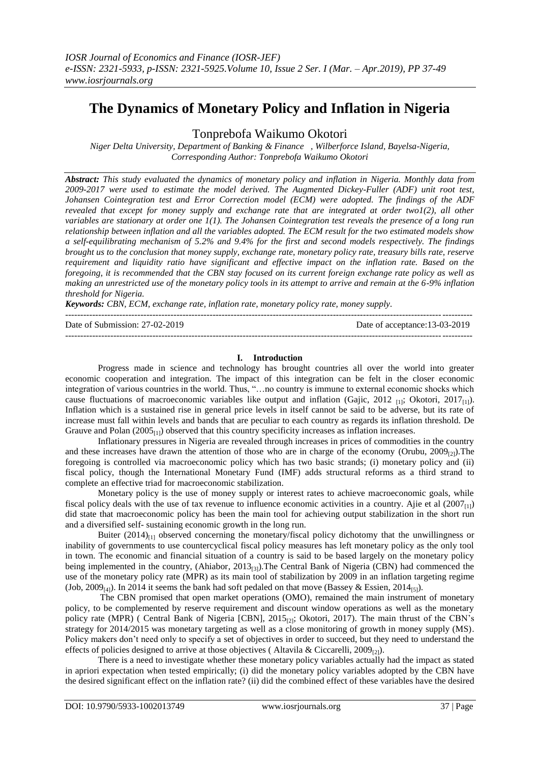# The Dynamics of Monetary Policy and Inflation in Nigeria

Tonprebofa Waikumo Okotori

*Niger Delta University, Department of Banking & Finance , Wilberforce Island, Bayelsa-Nigeria,*
*Corresponding Author: Tonprebofa Waikumo Okotori*

***Abstract:*** *This study evaluated the dynamics of monetary policy and inflation in Nigeria. Monthly data from 2009-2017 were used to estimate the model derived. The Augmented Dickey-Fuller (ADF) unit root test, Johansen Cointegration test and Error Correction model (ECM) were adopted. The findings of the ADF revealed that except for money supply and exchange rate that are integrated at order two1(2), all other variables are stationary at order one 1(1). The Johansen Cointegration test reveals the presence of a long run relationship between inflation and all the variables adopted. The ECM result for the two estimated models show a self-equilibrating mechanism of 5.2% and 9.4% for the first and second models respectively. The findings brought us to the conclusion that money supply, exchange rate, monetary policy rate, treasury bills rate, reserve requirement and liquidity ratio have significant and effective impact on the inflation rate. Based on the foregoing, it is recommended that the CBN stay focused on its current foreign exchange rate policy as well as making an unrestricted use of the monetary policy tools in its attempt to arrive and remain at the 6-9% inflation threshold for Nigeria.*

***Keywords:*** *CBN, ECM, exchange rate, inflation rate, monetary policy rate, money supply.*

---

Date of Submission: 27-02-2019 | Date of acceptance:13-03-2019

---

## I. Introduction

Progress made in science and technology has brought countries all over the world into greater economic cooperation and integration. The impact of this integration can be felt in the closer economic integration of various countries in the world. Thus, "…no country is immune to external economic shocks which cause fluctuations of macroeconomic variables like output and inflation (Gajic, 2012 $_{[1]}$; Okotori, 2017$_{[1]}$). Inflation which is a sustained rise in general price levels in itself cannot be said to be adverse, but its rate of increase must fall within levels and bands that are peculiar to each country as regards its inflation threshold. De Grauve and Polan (2005$_{[1]}$) observed that this country specificity increases as inflation increases.

Inflationary pressures in Nigeria are revealed through increases in prices of commodities in the country and these increases have drawn the attention of those who are in charge of the economy (Orubu, 2009$_{[2]}$).The foregoing is controlled via macroeconomic policy which has two basic strands; (i) monetary policy and (ii) fiscal policy, though the International Monetary Fund (IMF) adds structural reforms as a third strand to complete an effective triad for macroeconomic stabilization.

Monetary policy is the use of money supply or interest rates to achieve macroeconomic goals, while fiscal policy deals with the use of tax revenue to influence economic activities in a country. Ajie et al (2007$_{[1]}$) did state that macroeconomic policy has been the main tool for achieving output stabilization in the short run and a diversified self- sustaining economic growth in the long run.

Buiter (2014)$_{[1]}$ observed concerning the monetary/fiscal policy dichotomy that the unwillingness or inability of governments to use countercyclical fiscal policy measures has left monetary policy as the only tool in town. The economic and financial situation of a country is said to be based largely on the monetary policy being implemented in the country, (Ahiabor, 2013$_{[3]}$).The Central Bank of Nigeria (CBN) had commenced the use of the monetary policy rate (MPR) as its main tool of stabilization by 2009 in an inflation targeting regime (Job, 2009$_{[4]}$). In 2014 it seems the bank had soft pedaled on that move (Bassey & Essien, 2014$_{[5]}$).

The CBN promised that open market operations (OMO), remained the main instrument of monetary policy, to be complemented by reserve requirement and discount window operations as well as the monetary policy rate (MPR) ( Central Bank of Nigeria [CBN], 2015$_{[2]}$; Okotori, 2017). The main thrust of the CBN's strategy for 2014/2015 was monetary targeting as well as a close monitoring of growth in money supply (MS). Policy makers don't need only to specify a set of objectives in order to succeed, but they need to understand the effects of policies designed to arrive at those objectives ( Altavila & Ciccarelli, 2009$_{[2]}$).

There is a need to investigate whether these monetary policy variables actually had the impact as stated in apriori expectation when tested empirically; (i) did the monetary policy variables adopted by the CBN have the desired significant effect on the inflation rate? (ii) did the combined effect of these variables have the desired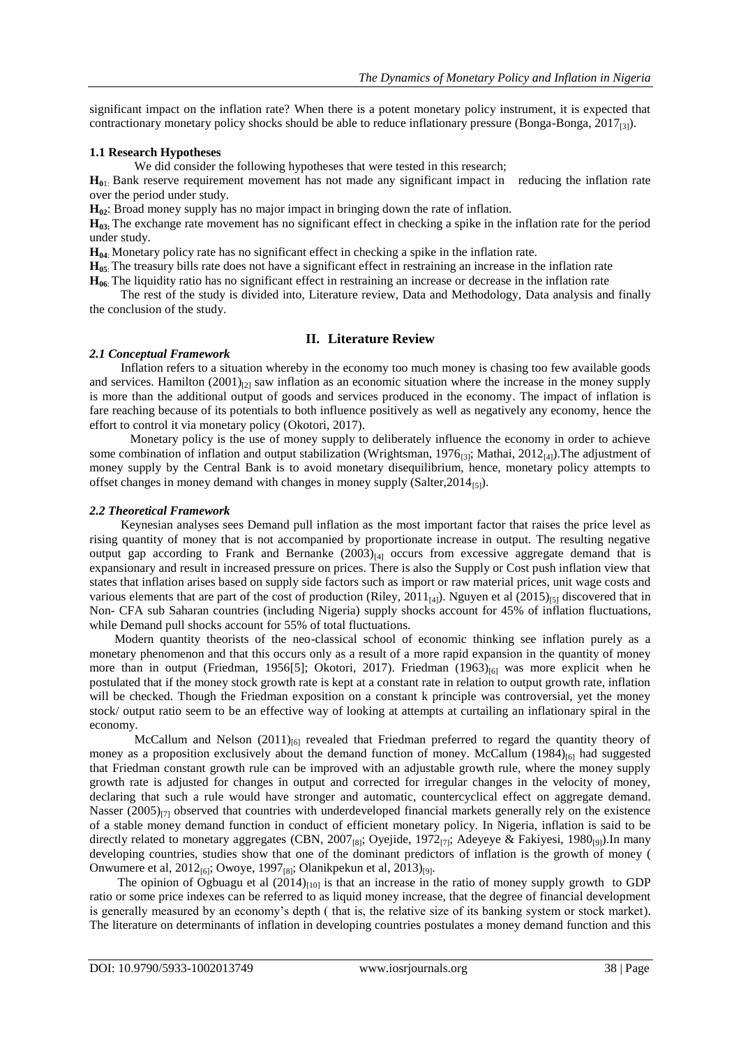significant impact on the inflation rate? When there is a potent monetary policy instrument, it is expected that contractionary monetary policy shocks should be able to reduce inflationary pressure (Bonga-Bonga, 2017[3]).

### 1.1 Research Hypotheses

We did consider the following hypotheses that were tested in this research;

**H01**: Bank reserve requirement movement has not made any significant impact in reducing the inflation rate over the period under study.

**H02**: Broad money supply has no major impact in bringing down the rate of inflation.

**H03**: The exchange rate movement has no significant effect in checking a spike in the inflation rate for the period under study.

**H04**: Monetary policy rate has no significant effect in checking a spike in the inflation rate.

**H05**: The treasury bills rate does not have a significant effect in restraining an increase in the inflation rate

**H06**: The liquidity ratio has no significant effect in restraining an increase or decrease in the inflation rate

The rest of the study is divided into, Literature review, Data and Methodology, Data analysis and finally the conclusion of the study.

## II. Literature Review

### *2.1 Conceptual Framework*

Inflation refers to a situation whereby in the economy too much money is chasing too few available goods and services. Hamilton (2001)[2] saw inflation as an economic situation where the increase in the money supply is more than the additional output of goods and services produced in the economy. The impact of inflation is fare reaching because of its potentials to both influence positively as well as negatively any economy, hence the effort to control it via monetary policy (Okotori, 2017).

Monetary policy is the use of money supply to deliberately influence the economy in order to achieve some combination of inflation and output stabilization (Wrightsman, 1976[3]; Mathai, 2012[4]).The adjustment of money supply by the Central Bank is to avoid monetary disequilibrium, hence, monetary policy attempts to offset changes in money demand with changes in money supply (Salter,2014[5]).

### *2.2 Theoretical Framework*

Keynesian analyses sees Demand pull inflation as the most important factor that raises the price level as rising quantity of money that is not accompanied by proportionate increase in output. The resulting negative output gap according to Frank and Bernanke (2003)[4] occurs from excessive aggregate demand that is expansionary and result in increased pressure on prices. There is also the Supply or Cost push inflation view that states that inflation arises based on supply side factors such as import or raw material prices, unit wage costs and various elements that are part of the cost of production (Riley, 2011[4]). Nguyen et al (2015)[5] discovered that in Non- CFA sub Saharan countries (including Nigeria) supply shocks account for 45% of inflation fluctuations, while Demand pull shocks account for 55% of total fluctuations.

Modern quantity theorists of the neo-classical school of economic thinking see inflation purely as a monetary phenomenon and that this occurs only as a result of a more rapid expansion in the quantity of money more than in output (Friedman, 1956[5]; Okotori, 2017). Friedman (1963)[6] was more explicit when he postulated that if the money stock growth rate is kept at a constant rate in relation to output growth rate, inflation will be checked. Though the Friedman exposition on a constant k principle was controversial, yet the money stock/ output ratio seem to be an effective way of looking at attempts at curtailing an inflationary spiral in the economy.

McCallum and Nelson (2011)[6] revealed that Friedman preferred to regard the quantity theory of money as a proposition exclusively about the demand function of money. McCallum (1984)[6] had suggested that Friedman constant growth rule can be improved with an adjustable growth rule, where the money supply growth rate is adjusted for changes in output and corrected for irregular changes in the velocity of money, declaring that such a rule would have stronger and automatic, countercyclical effect on aggregate demand. Nasser (2005)[7] observed that countries with underdeveloped financial markets generally rely on the existence of a stable money demand function in conduct of efficient monetary policy. In Nigeria, inflation is said to be directly related to monetary aggregates (CBN, 2007[8]; Oyejide, 1972[7]; Adeyeye & Fakiyesi, 1980[9]).In many developing countries, studies show that one of the dominant predictors of inflation is the growth of money ( Onwumere et al, 2012[6]; Owoye, 1997[8]; Olanikpekun et al, 2013)[9].

The opinion of Ogbuagu et al (2014)[10] is that an increase in the ratio of money supply growth to GDP ratio or some price indexes can be referred to as liquid money increase, that the degree of financial development is generally measured by an economy's depth ( that is, the relative size of its banking system or stock market). The literature on determinants of inflation in developing countries postulates a money demand function and this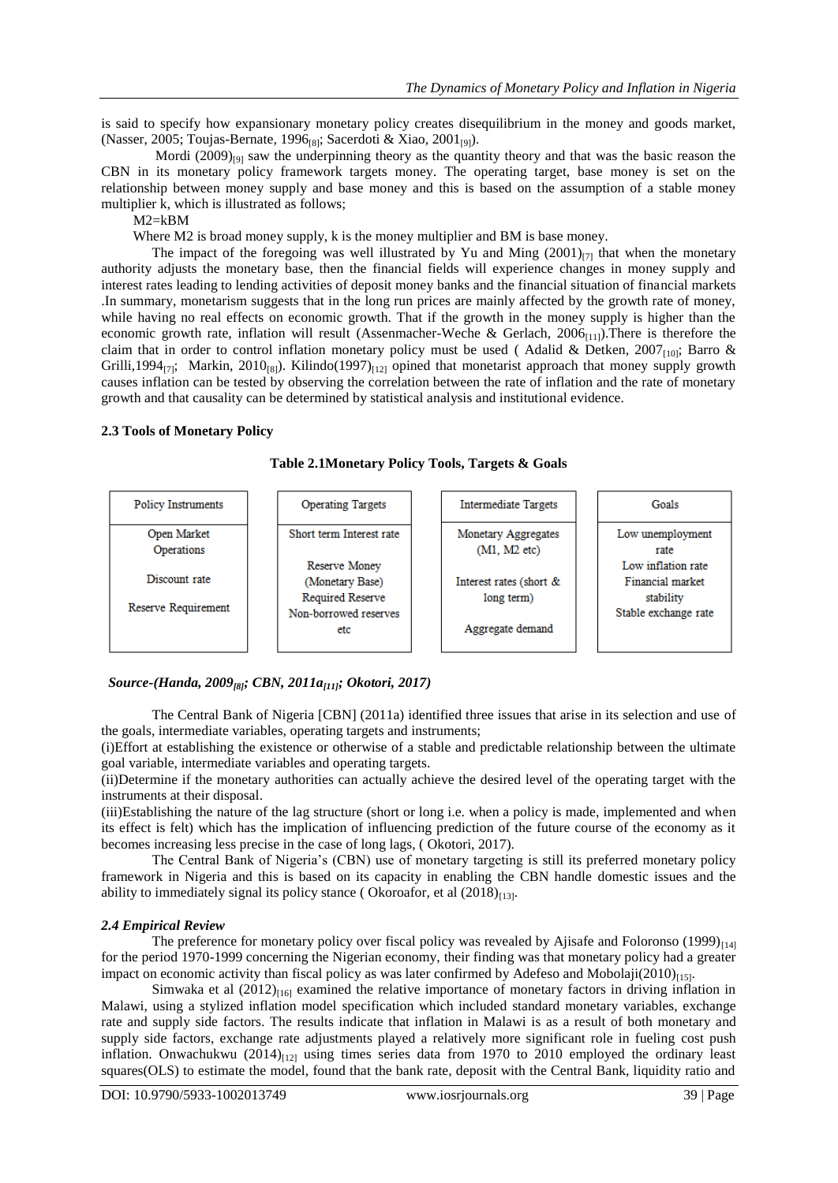is said to specify how expansionary monetary policy creates disequilibrium in the money and goods market, (Nasser, 2005; Toujas-Bernate, 1996[8]; Sacerdoti & Xiao, 2001[9]).

Mordi (2009)[9] saw the underpinning theory as the quantity theory and that was the basic reason the CBN in its monetary policy framework targets money. The operating target, base money is set on the relationship between money supply and base money and this is based on the assumption of a stable money multiplier k, which is illustrated as follows;

$M2=kBM$

Where M2 is broad money supply, k is the money multiplier and BM is base money.

The impact of the foregoing was well illustrated by Yu and Ming (2001)[7] that when the monetary authority adjusts the monetary base, then the financial fields will experience changes in money supply and interest rates leading to lending activities of deposit money banks and the financial situation of financial markets .In summary, monetarism suggests that in the long run prices are mainly affected by the growth rate of money, while having no real effects on economic growth. That if the growth in the money supply is higher than the economic growth rate, inflation will result (Assenmacher-Weche & Gerlach, 2006[11]).There is therefore the claim that in order to control inflation monetary policy must be used ( Adalid & Detken, 2007[10]; Barro & Grilli,1994[7]; Markin, 2010[8]). Kilindo(1997)[12] opined that monetarist approach that money supply growth causes inflation can be tested by observing the correlation between the rate of inflation and the rate of monetary growth and that causality can be determined by statistical analysis and institutional evidence.

### 2.3 Tools of Monetary Policy

**Table 2.1Monetary Policy Tools, Targets & Goals**

| Policy Instruments | Operating Targets | Intermediate Targets | Goals |
|---|---|---|---|
| Open Market Operations<br><br>Discount rate<br><br>Reserve Requirement | Short term Interest rate<br><br>Reserve Money (Monetary Base)<br>Required Reserve<br>Non-borrowed reserves etc | Monetary Aggregates (M1, M2 etc)<br><br>Interest rates (short & long term)<br><br>Aggregate demand | Low unemployment rate<br>Low inflation rate<br>Financial market stability<br>Stable exchange rate |

***Source-(Handa, 2009[8]; CBN, 2011a[11]; Okotori, 2017)***

The Central Bank of Nigeria [CBN] (2011a) identified three issues that arise in its selection and use of the goals, intermediate variables, operating targets and instruments;

(i)Effort at establishing the existence or otherwise of a stable and predictable relationship between the ultimate goal variable, intermediate variables and operating targets.

(ii)Determine if the monetary authorities can actually achieve the desired level of the operating target with the instruments at their disposal.

(iii)Establishing the nature of the lag structure (short or long i.e. when a policy is made, implemented and when its effect is felt) which has the implication of influencing prediction of the future course of the economy as it becomes increasing less precise in the case of long lags, ( Okotori, 2017).

The Central Bank of Nigeria's (CBN) use of monetary targeting is still its preferred monetary policy framework in Nigeria and this is based on its capacity in enabling the CBN handle domestic issues and the ability to immediately signal its policy stance ( Okoroafor, et al (2018)[13].

### *2.4 Empirical Review*

The preference for monetary policy over fiscal policy was revealed by Ajisafe and Foloronso (1999)[14] for the period 1970-1999 concerning the Nigerian economy, their finding was that monetary policy had a greater impact on economic activity than fiscal policy as was later confirmed by Adefeso and Mobolaji(2010)[15].

Simwaka et al (2012)[16] examined the relative importance of monetary factors in driving inflation in Malawi, using a stylized inflation model specification which included standard monetary variables, exchange rate and supply side factors. The results indicate that inflation in Malawi is as a result of both monetary and supply side factors, exchange rate adjustments played a relatively more significant role in fueling cost push inflation. Onwachukwu (2014)[12] using times series data from 1970 to 2010 employed the ordinary least squares(OLS) to estimate the model, found that the bank rate, deposit with the Central Bank, liquidity ratio and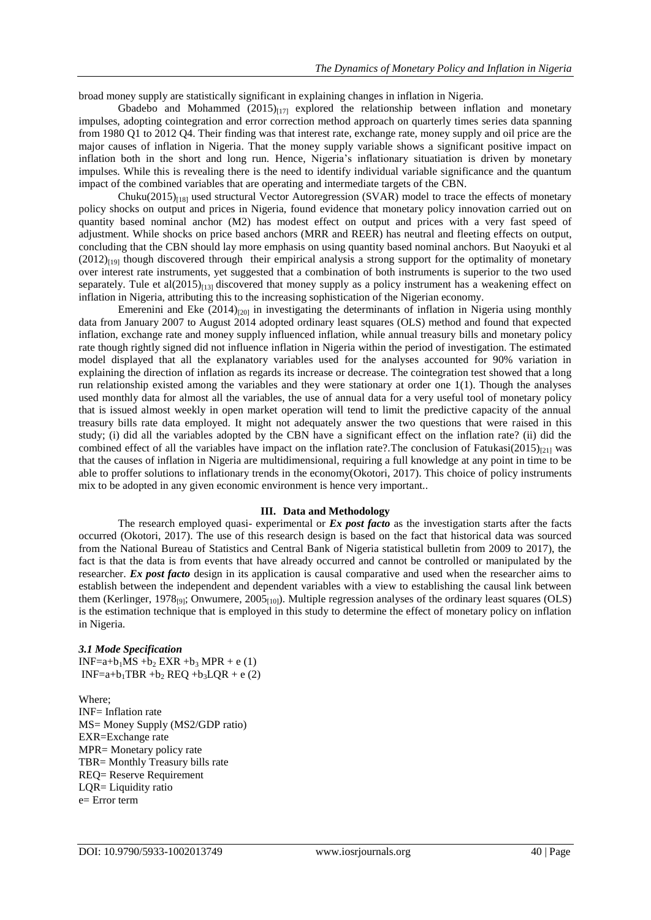broad money supply are statistically significant in explaining changes in inflation in Nigeria.

Gbadebo and Mohammed (2015)[17] explored the relationship between inflation and monetary impulses, adopting cointegration and error correction method approach on quarterly times series data spanning from 1980 Q1 to 2012 Q4. Their finding was that interest rate, exchange rate, money supply and oil price are the major causes of inflation in Nigeria. That the money supply variable shows a significant positive impact on inflation both in the short and long run. Hence, Nigeria's inflationary situatiation is driven by monetary impulses. While this is revealing there is the need to identify individual variable significance and the quantum impact of the combined variables that are operating and intermediate targets of the CBN.

Chuku(2015)[18] used structural Vector Autoregression (SVAR) model to trace the effects of monetary policy shocks on output and prices in Nigeria, found evidence that monetary policy innovation carried out on quantity based nominal anchor (M2) has modest effect on output and prices with a very fast speed of adjustment. While shocks on price based anchors (MRR and REER) has neutral and fleeting effects on output, concluding that the CBN should lay more emphasis on using quantity based nominal anchors. But Naoyuki et al (2012)[19] though discovered through their empirical analysis a strong support for the optimality of monetary over interest rate instruments, yet suggested that a combination of both instruments is superior to the two used separately. Tule et al(2015)[13] discovered that money supply as a policy instrument has a weakening effect on inflation in Nigeria, attributing this to the increasing sophistication of the Nigerian economy.

Emerenini and Eke (2014)[20] in investigating the determinants of inflation in Nigeria using monthly data from January 2007 to August 2014 adopted ordinary least squares (OLS) method and found that expected inflation, exchange rate and money supply influenced inflation, while annual treasury bills and monetary policy rate though rightly signed did not influence inflation in Nigeria within the period of investigation. The estimated model displayed that all the explanatory variables used for the analyses accounted for 90% variation in explaining the direction of inflation as regards its increase or decrease. The cointegration test showed that a long run relationship existed among the variables and they were stationary at order one 1(1). Though the analyses used monthly data for almost all the variables, the use of annual data for a very useful tool of monetary policy that is issued almost weekly in open market operation will tend to limit the predictive capacity of the annual treasury bills rate data employed. It might not adequately answer the two questions that were raised in this study; (i) did all the variables adopted by the CBN have a significant effect on the inflation rate? (ii) did the combined effect of all the variables have impact on the inflation rate?.The conclusion of Fatukasi(2015)[21] was that the causes of inflation in Nigeria are multidimensional, requiring a full knowledge at any point in time to be able to proffer solutions to inflationary trends in the economy(Okotori, 2017). This choice of policy instruments mix to be adopted in any given economic environment is hence very important..

## III. Data and Methodology

The research employed quasi- experimental or ***Ex post facto*** as the investigation starts after the facts occurred (Okotori, 2017). The use of this research design is based on the fact that historical data was sourced from the National Bureau of Statistics and Central Bank of Nigeria statistical bulletin from 2009 to 2017), the fact is that the data is from events that have already occurred and cannot be controlled or manipulated by the researcher. ***Ex post facto*** design in its application is causal comparative and used when the researcher aims to establish between the independent and dependent variables with a view to establishing the causal link between them (Kerlinger, 1978[9]; Onwumere, 2005[10]). Multiple regression analyses of the ordinary least squares (OLS) is the estimation technique that is employed in this study to determine the effect of monetary policy on inflation in Nigeria.

### *3.1 Mode Specification*

$INF=a+b_1MS +b_2 EXR +b_3 MPR + e$ (1)

$INF=a+b_1TBR +b_2 REQ +b_3LQR + e$ (2)

Where;
INF= Inflation rate
MS= Money Supply (MS2/GDP ratio)
EXR=Exchange rate
MPR= Monetary policy rate
TBR= Monthly Treasury bills rate
REQ= Reserve Requirement
LQR= Liquidity ratio
e= Error term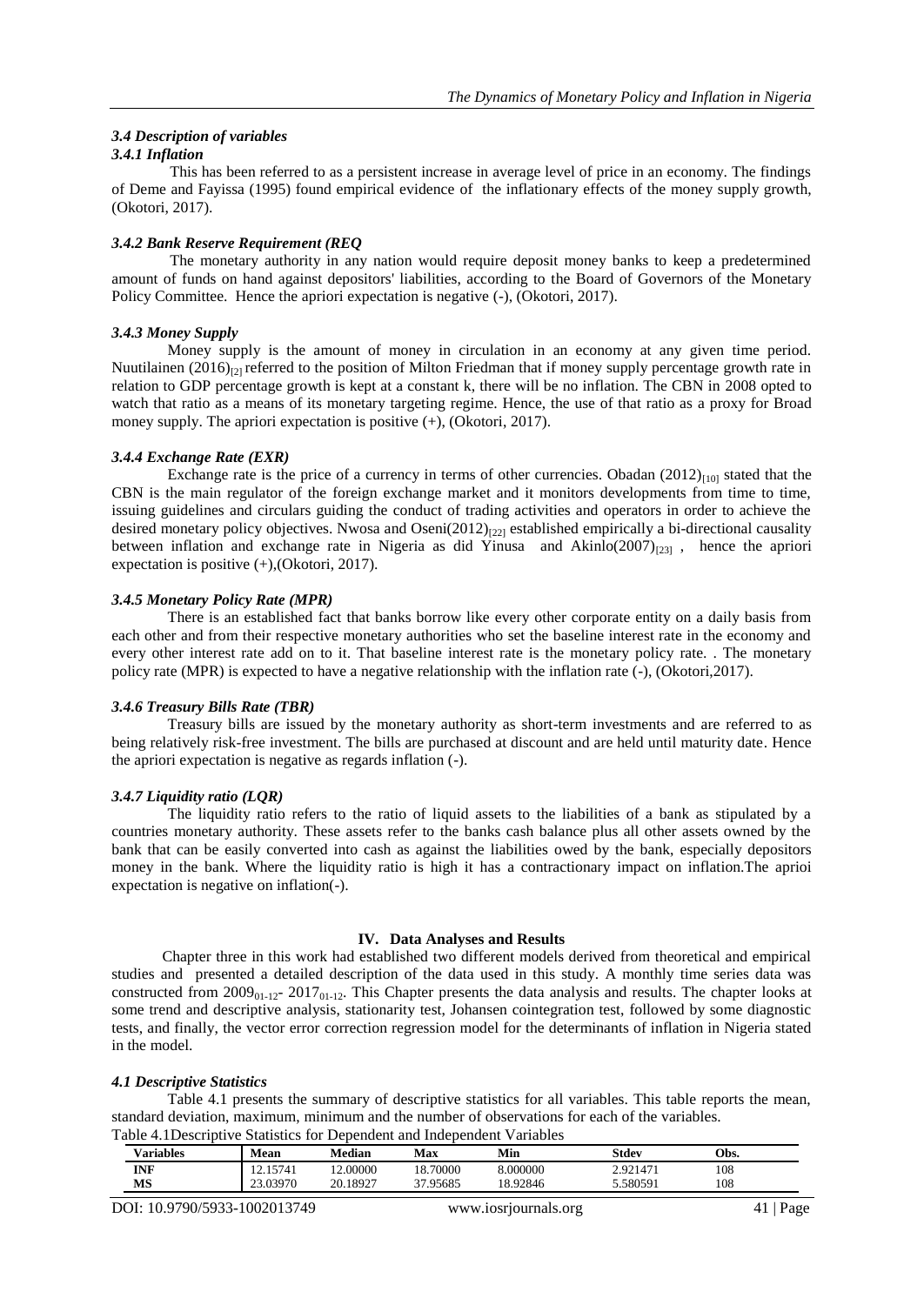### *3.4 Description of variables*

#### *3.4.1 Inflation*

This has been referred to as a persistent increase in average level of price in an economy. The findings of Deme and Fayissa (1995) found empirical evidence of the inflationary effects of the money supply growth, (Okotori, 2017).

#### *3.4.2 Bank Reserve Requirement (REQ*

The monetary authority in any nation would require deposit money banks to keep a predetermined amount of funds on hand against depositors' liabilities, according to the Board of Governors of the Monetary Policy Committee. Hence the apriori expectation is negative (-), (Okotori, 2017).

#### *3.4.3 Money Supply*

Money supply is the amount of money in circulation in an economy at any given time period. Nuutilainen (2016)[2] referred to the position of Milton Friedman that if money supply percentage growth rate in relation to GDP percentage growth is kept at a constant k, there will be no inflation. The CBN in 2008 opted to watch that ratio as a means of its monetary targeting regime. Hence, the use of that ratio as a proxy for Broad money supply. The apriori expectation is positive (+), (Okotori, 2017).

#### *3.4.4 Exchange Rate (EXR)*

Exchange rate is the price of a currency in terms of other currencies. Obadan (2012)[10] stated that the CBN is the main regulator of the foreign exchange market and it monitors developments from time to time, issuing guidelines and circulars guiding the conduct of trading activities and operators in order to achieve the desired monetary policy objectives. Nwosa and Oseni(2012)[22] established empirically a bi-directional causality between inflation and exchange rate in Nigeria as did Yinusa and Akinlo(2007)[23] , hence the apriori expectation is positive (+),(Okotori, 2017).

#### *3.4.5 Monetary Policy Rate (MPR)*

There is an established fact that banks borrow like every other corporate entity on a daily basis from each other and from their respective monetary authorities who set the baseline interest rate in the economy and every other interest rate add on to it. That baseline interest rate is the monetary policy rate. . The monetary policy rate (MPR) is expected to have a negative relationship with the inflation rate (-), (Okotori,2017).

#### *3.4.6 Treasury Bills Rate (TBR)*

Treasury bills are issued by the monetary authority as short-term investments and are referred to as being relatively risk-free investment. The bills are purchased at discount and are held until maturity date. Hence the apriori expectation is negative as regards inflation (-).

#### *3.4.7 Liquidity ratio (LQR)*

The liquidity ratio refers to the ratio of liquid assets to the liabilities of a bank as stipulated by a countries monetary authority. These assets refer to the banks cash balance plus all other assets owned by the bank that can be easily converted into cash as against the liabilities owed by the bank, especially depositors money in the bank. Where the liquidity ratio is high it has a contractionary impact on inflation.The aprioi expectation is negative on inflation(-).

## IV. Data Analyses and Results

Chapter three in this work had established two different models derived from theoretical and empirical studies and presented a detailed description of the data used in this study. A monthly time series data was constructed from $2009_{01-12}$- $2017_{01-12}$. This Chapter presents the data analysis and results. The chapter looks at some trend and descriptive analysis, stationarity test, Johansen cointegration test, followed by some diagnostic tests, and finally, the vector error correction regression model for the determinants of inflation in Nigeria stated in the model.

### *4.1 Descriptive Statistics*

Table 4.1 presents the summary of descriptive statistics for all variables. This table reports the mean, standard deviation, maximum, minimum and the number of observations for each of the variables.

Table 4.1Descriptive Statistics for Dependent and Independent Variables

| Variables | Mean | Median | Max | Min | Stdev | Obs. |
|---|---|---|---|---|---|---|
| INF | 12.15741 | 12.00000 | 18.70000 | 8.000000 | 2.921471 | 108 |
| MS | 23.03970 | 20.18927 | 37.95685 | 18.92846 | 5.580591 | 108 |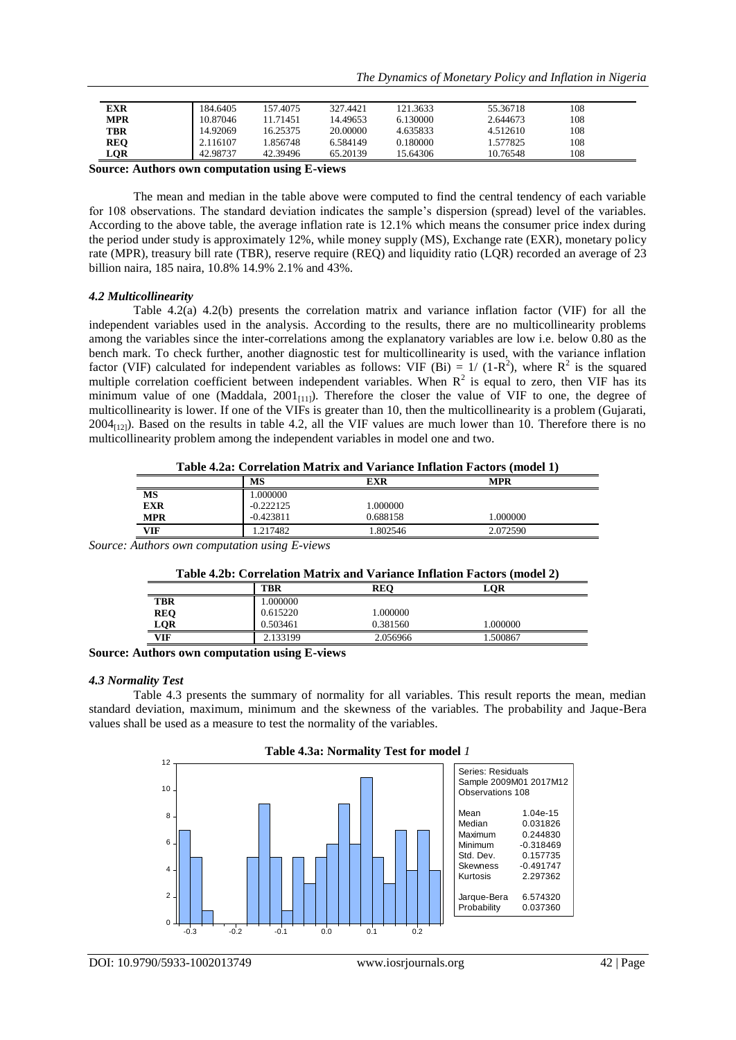| | | | | | | |
|---|---|---|---|---|---|---|
| **EXR** | 184.6405 | 157.4075 | 327.4421 | 121.3633 | 55.36718 | 108 |
| **MPR** | 10.87046 | 11.71451 | 14.49653 | 6.130000 | 2.644673 | 108 |
| **TBR** | 14.92069 | 16.25375 | 20.00000 | 4.635833 | 4.512610 | 108 |
| **REQ** | 2.116107 | 1.856748 | 6.584149 | 0.180000 | 1.577825 | 108 |
| **LQR** | 42.98737 | 42.39496 | 65.20139 | 15.64306 | 10.76548 | 108 |

**Source: Authors own computation using E-views**

The mean and median in the table above were computed to find the central tendency of each variable for 108 observations. The standard deviation indicates the sample's dispersion (spread) level of the variables. According to the above table, the average inflation rate is 12.1% which means the consumer price index during the period under study is approximately 12%, while money supply (MS), Exchange rate (EXR), monetary policy rate (MPR), treasury bill rate (TBR), reserve require (REQ) and liquidity ratio (LQR) recorded an average of 23 billion naira, 185 naira, 10.8% 14.9% 2.1% and 43%.

### *4.2 Multicollinearity*

Table 4.2(a) 4.2(b) presents the correlation matrix and variance inflation factor (VIF) for all the independent variables used in the analysis. According to the results, there are no multicollinearity problems among the variables since the inter-correlations among the explanatory variables are low i.e. below 0.80 as the bench mark. To check further, another diagnostic test for multicollinearity is used, with the variance inflation factor (VIF) calculated for independent variables as follows: VIF (Bi) = $1/(1-R^2)$, where $R^2$ is the squared multiple correlation coefficient between independent variables. When $R^2$ is equal to zero, then VIF has its minimum value of one (Maddala, 2001[11]). Therefore the closer the value of VIF to one, the degree of multicollinearity is lower. If one of the VIFs is greater than 10, then the multicollinearity is a problem (Gujarati, 2004[12]). Based on the results in table 4.2, all the VIF values are much lower than 10. Therefore there is no multicollinearity problem among the independent variables in model one and two.

**Table 4.2a: Correlation Matrix and Variance Inflation Factors (model 1)**

| | MS | EXR | MPR |
|---|---|---|---|
| **MS** | 1.000000 | | |
| **EXR** | -0.222125 | 1.000000 | |
| **MPR** | -0.423811 | 0.688158 | 1.000000 |
| **VIF** | 1.217482 | 1.802546 | 2.072590 |

*Source: Authors own computation using E-views*

**Table 4.2b: Correlation Matrix and Variance Inflation Factors (model 2)**

| | TBR | REQ | LQR |
|---|---|---|---|
| **TBR** | 1.000000 | | |
| **REQ** | 0.615220 | 1.000000 | |
| **LQR** | 0.503461 | 0.381560 | 1.000000 |
| **VIF** | 2.133199 | 2.056966 | 1.500867 |

**Source: Authors own computation using E-views**

### *4.3 Normality Test*

Table 4.3 presents the summary of normality for all variables. This result reports the mean, median standard deviation, maximum, minimum and the skewness of the variables. The probability and Jaque-Bera values shall be used as a measure to test the normality of the variables.

**Table 4.3a: Normality Test for model** *1*

| Series: Residuals | |
|---|---|
| Sample 2009M01 2017M12 | |
| Observations 108 | |
| Mean | 1.04e-15 |
| Median | 0.031826 |
| Maximum | 0.244830 |
| Minimum | -0.318469 |
| Std. Dev. | 0.157735 |
| Skewness | -0.491747 |
| Kurtosis | 2.297362 |
| Jarque-Bera | 6.574320 |
| Probability | 0.037360 |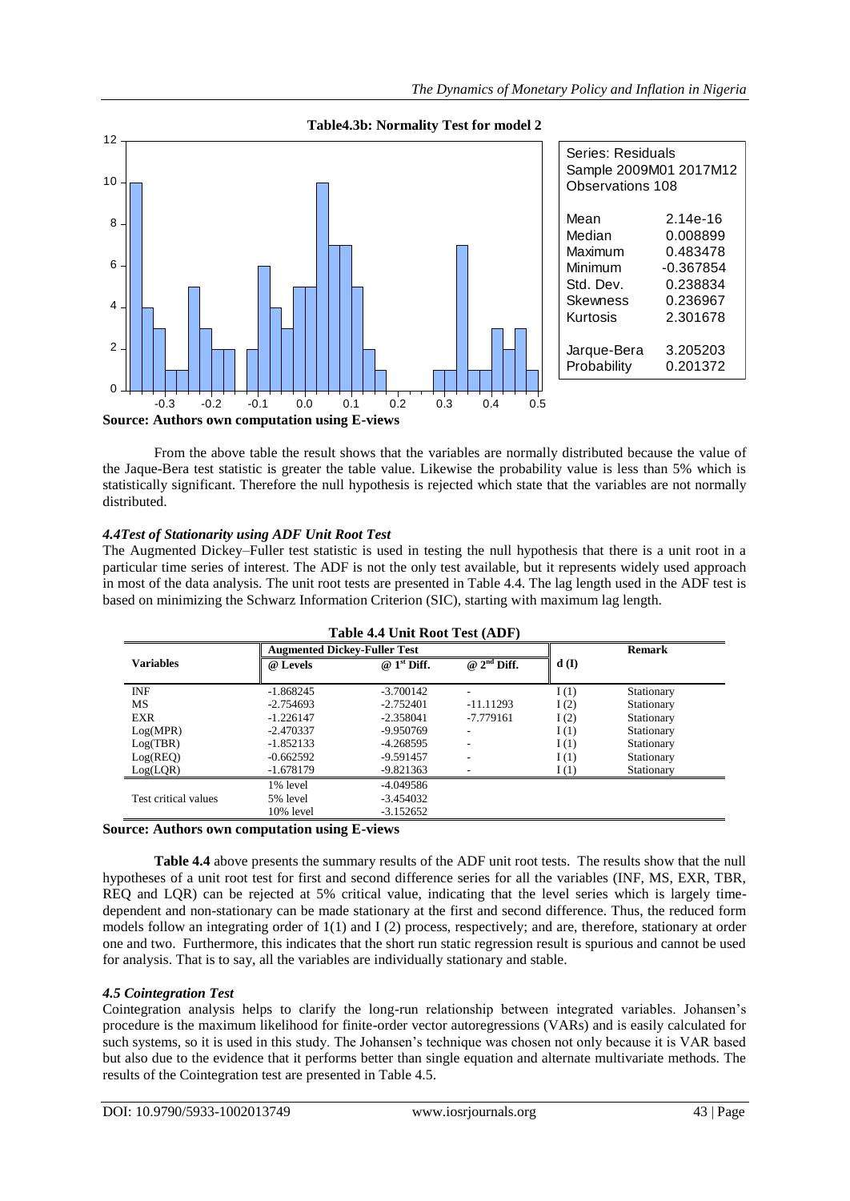**Table4.3b: Normality Test for model 2**

| Series: Residuals | |
|---|---|
| Sample 2009M01 2017M12 | |
| Observations 108 | |
| Mean | 2.14e-16 |
| Median | 0.008899 |
| Maximum | 0.483478 |
| Minimum | -0.367854 |
| Std. Dev. | 0.238834 |
| Skewness | 0.236967 |
| Kurtosis | 2.301678 |
| Jarque-Bera | 3.205203 |
| Probability | 0.201372 |

**Source: Authors own computation using E-views**

From the above table the result shows that the variables are normally distributed because the value of the Jaque-Bera test statistic is greater the table value. Likewise the probability value is less than 5% which is statistically significant. Therefore the null hypothesis is rejected which state that the variables are not normally distributed.

### *4.4Test of Stationarity using ADF Unit Root Test*

The Augmented Dickey–Fuller test statistic is used in testing the null hypothesis that there is a unit root in a particular time series of interest. The ADF is not the only test available, but it represents widely used approach in most of the data analysis. The unit root tests are presented in Table 4.4. The lag length used in the ADF test is based on minimizing the Schwarz Information Criterion (SIC), starting with maximum lag length.

**Table 4.4 Unit Root Test (ADF)**

| Variables | Augmented Dickey-Fuller Test | | | d (I) | Remark |
|---|---|---|---|---|---|
| | @ Levels | @ 1st Diff. | @ 2nd Diff. | | |
| INF | -1.868245 | -3.700142 | - | I (1) | Stationary |
| MS | -2.754693 | -2.752401 | -11.11293 | I (2) | Stationary |
| EXR | -1.226147 | -2.358041 | -7.779161 | I (2) | Stationary |
| Log(MPR) | -2.470337 | -9.950769 | - | I (1) | Stationary |
| Log(TBR) | -1.852133 | -4.268595 | - | I (1) | Stationary |
| Log(REQ) | -0.662592 | -9.591457 | - | I (1) | Stationary |
| Log(LQR) | -1.678179 | -9.821363 | - | I (1) | Stationary |
| Test critical values | 1% level | -4.049586 | | | |
| | 5% level | -3.454032 | | | |
| | 10% level | -3.152652 | | | |

**Source: Authors own computation using E-views**

**Table 4.4** above presents the summary results of the ADF unit root tests. The results show that the null hypotheses of a unit root test for first and second difference series for all the variables (INF, MS, EXR, TBR, REQ and LQR) can be rejected at 5% critical value, indicating that the level series which is largely time-dependent and non-stationary can be made stationary at the first and second difference. Thus, the reduced form models follow an integrating order of 1(1) and I (2) process, respectively; and are, therefore, stationary at order one and two. Furthermore, this indicates that the short run static regression result is spurious and cannot be used for analysis. That is to say, all the variables are individually stationary and stable.

### *4.5 Cointegration Test*

Cointegration analysis helps to clarify the long-run relationship between integrated variables. Johansen's procedure is the maximum likelihood for finite-order vector autoregressions (VARs) and is easily calculated for such systems, so it is used in this study. The Johansen's technique was chosen not only because it is VAR based but also due to the evidence that it performs better than single equation and alternate multivariate methods. The results of the Cointegration test are presented in Table 4.5.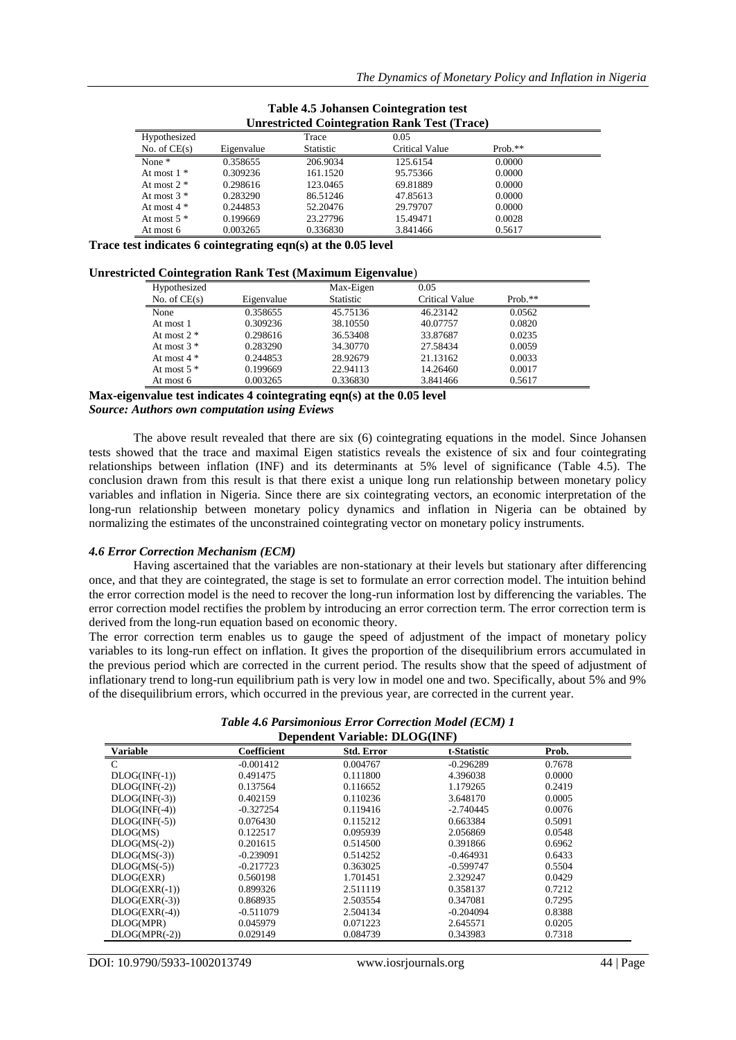**Table 4.5 Johansen Cointegration test**

**Unrestricted Cointegration Rank Test (Trace)**

| Hypothesized No. of CE(s) | Eigenvalue | Trace Statistic | 0.05 Critical Value | Prob.** |
|---|---|---|---|---|
| None * | 0.358655 | 206.9034 | 125.6154 | 0.0000 |
| At most 1 * | 0.309236 | 161.1520 | 95.75366 | 0.0000 |
| At most 2 * | 0.298616 | 123.0465 | 69.81889 | 0.0000 |
| At most 3 * | 0.283290 | 86.51246 | 47.85613 | 0.0000 |
| At most 4 * | 0.244853 | 52.20476 | 29.79707 | 0.0000 |
| At most 5 * | 0.199669 | 23.27796 | 15.49471 | 0.0028 |
| At most 6 | 0.003265 | 0.336830 | 3.841466 | 0.5617 |

**Trace test indicates 6 cointegrating eqn(s) at the 0.05 level**

**Unrestricted Cointegration Rank Test (Maximum Eigenvalue)**

| Hypothesized No. of CE(s) | Eigenvalue | Max-Eigen Statistic | 0.05 Critical Value | Prob.** |
|---|---|---|---|---|
| None | 0.358655 | 45.75136 | 46.23142 | 0.0562 |
| At most 1 | 0.309236 | 38.10550 | 40.07757 | 0.0820 |
| At most 2 * | 0.298616 | 36.53408 | 33.87687 | 0.0235 |
| At most 3 * | 0.283290 | 34.30770 | 27.58434 | 0.0059 |
| At most 4 * | 0.244853 | 28.92679 | 21.13162 | 0.0033 |
| At most 5 * | 0.199669 | 22.94113 | 14.26460 | 0.0017 |
| At most 6 | 0.003265 | 0.336830 | 3.841466 | 0.5617 |

**Max-eigenvalue test indicates 4 cointegrating eqn(s) at the 0.05 level**
***Source: Authors own computation using Eviews***

The above result revealed that there are six (6) cointegrating equations in the model. Since Johansen tests showed that the trace and maximal Eigen statistics reveals the existence of six and four cointegrating relationships between inflation (INF) and its determinants at 5% level of significance (Table 4.5). The conclusion drawn from this result is that there exist a unique long run relationship between monetary policy variables and inflation in Nigeria. Since there are six cointegrating vectors, an economic interpretation of the long-run relationship between monetary policy dynamics and inflation in Nigeria can be obtained by normalizing the estimates of the unconstrained cointegrating vector on monetary policy instruments.

### *4.6 Error Correction Mechanism (ECM)*

Having ascertained that the variables are non-stationary at their levels but stationary after differencing once, and that they are cointegrated, the stage is set to formulate an error correction model. The intuition behind the error correction model is the need to recover the long-run information lost by differencing the variables. The error correction model rectifies the problem by introducing an error correction term. The error correction term is derived from the long-run equation based on economic theory.

The error correction term enables us to gauge the speed of adjustment of the impact of monetary policy variables to its long-run effect on inflation. It gives the proportion of the disequilibrium errors accumulated in the previous period which are corrected in the current period. The results show that the speed of adjustment of inflationary trend to long-run equilibrium path is very low in model one and two. Specifically, about 5% and 9% of the disequilibrium errors, which occurred in the previous year, are corrected in the current year.

***Table 4.6 Parsimonious Error Correction Model (ECM) 1***

**Dependent Variable: DLOG(INF)**

| Variable | Coefficient | Std. Error | t-Statistic | Prob. |
|---|---|---|---|---|
| C | -0.001412 | 0.004767 | -0.296289 | 0.7678 |
| DLOG(INF(-1)) | 0.491475 | 0.111800 | 4.396038 | 0.0000 |
| DLOG(INF(-2)) | 0.137564 | 0.116652 | 1.179265 | 0.2419 |
| DLOG(INF(-3)) | 0.402159 | 0.110236 | 3.648170 | 0.0005 |
| DLOG(INF(-4)) | -0.327254 | 0.119416 | -2.740445 | 0.0076 |
| DLOG(INF(-5)) | 0.076430 | 0.115212 | 0.663384 | 0.5091 |
| DLOG(MS) | 0.122517 | 0.095939 | 2.056869 | 0.0548 |
| DLOG(MS(-2)) | 0.201615 | 0.514500 | 0.391866 | 0.6962 |
| DLOG(MS(-3)) | -0.239091 | 0.514252 | -0.464931 | 0.6433 |
| DLOG(MS(-5)) | -0.217723 | 0.363025 | -0.599747 | 0.5504 |
| DLOG(EXR) | 0.560198 | 1.701451 | 2.329247 | 0.0429 |
| DLOG(EXR(-1)) | 0.899326 | 2.511119 | 0.358137 | 0.7212 |
| DLOG(EXR(-3)) | 0.868935 | 2.503554 | 0.347081 | 0.7295 |
| DLOG(EXR(-4)) | -0.511079 | 2.504134 | -0.204094 | 0.8388 |
| DLOG(MPR) | 0.045979 | 0.071223 | 2.645571 | 0.0205 |
| DLOG(MPR(-2)) | 0.029149 | 0.084739 | 0.343983 | 0.7318 |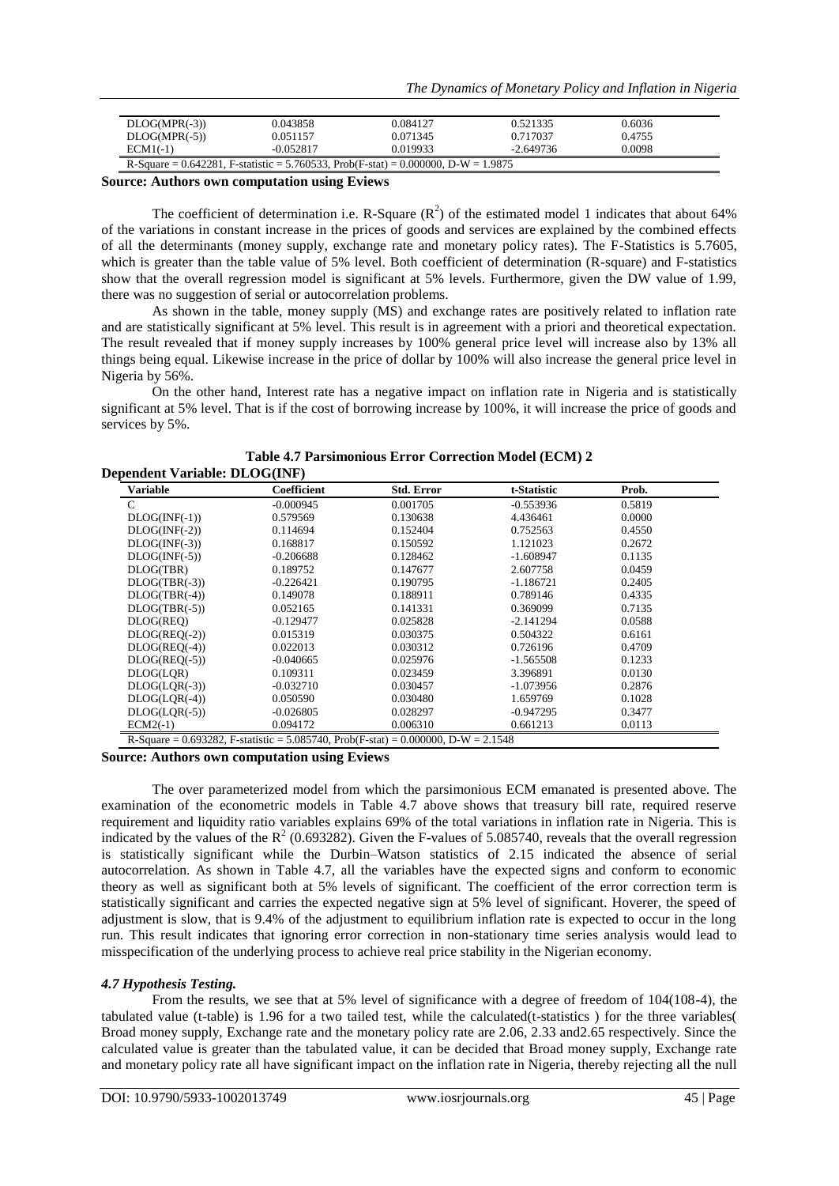| | | | | |
|---|---|---|---|---|
| DLOG(MPR(-3)) | 0.043858 | 0.084127 | 0.521335 | 0.6036 |
| DLOG(MPR(-5)) | 0.051157 | 0.071345 | 0.717037 | 0.4755 |
| ECM1(-1) | -0.052817 | 0.019933 | -2.649736 | 0.0098 |
| R-Square = 0.642281, F-statistic = 5.760533, Prob(F-stat) = 0.000000, D-W = 1.9875 | | | | |

**Source: Authors own computation using Eviews**

The coefficient of determination i.e. R-Square ($R^2$) of the estimated model 1 indicates that about 64% of the variations in constant increase in the prices of goods and services are explained by the combined effects of all the determinants (money supply, exchange rate and monetary policy rates). The F-Statistics is 5.7605, which is greater than the table value of 5% level. Both coefficient of determination (R-square) and F-statistics show that the overall regression model is significant at 5% levels. Furthermore, given the DW value of 1.99, there was no suggestion of serial or autocorrelation problems.

As shown in the table, money supply (MS) and exchange rates are positively related to inflation rate and are statistically significant at 5% level. This result is in agreement with a priori and theoretical expectation. The result revealed that if money supply increases by 100% general price level will increase also by 13% all things being equal. Likewise increase in the price of dollar by 100% will also increase the general price level in Nigeria by 56%.

On the other hand, Interest rate has a negative impact on inflation rate in Nigeria and is statistically significant at 5% level. That is if the cost of borrowing increase by 100%, it will increase the price of goods and services by 5%.

**Table 4.7 Parsimonious Error Correction Model (ECM) 2**

**Dependent Variable: DLOG(INF)**

| Variable | Coefficient | Std. Error | t-Statistic | Prob. |
|---|---|---|---|---|
| C | -0.000945 | 0.001705 | -0.553936 | 0.5819 |
| DLOG(INF(-1)) | 0.579569 | 0.130638 | 4.436461 | 0.0000 |
| DLOG(INF(-2)) | 0.114694 | 0.152404 | 0.752563 | 0.4550 |
| DLOG(INF(-3)) | 0.168817 | 0.150592 | 1.121023 | 0.2672 |
| DLOG(INF(-5)) | -0.206688 | 0.128462 | -1.608947 | 0.1135 |
| DLOG(TBR) | 0.189752 | 0.147677 | 2.607758 | 0.0459 |
| DLOG(TBR(-3)) | -0.226421 | 0.190795 | -1.186721 | 0.2405 |
| DLOG(TBR(-4)) | 0.149078 | 0.188911 | 0.789146 | 0.4335 |
| DLOG(TBR(-5)) | 0.052165 | 0.141331 | 0.369099 | 0.7135 |
| DLOG(REQ) | -0.129477 | 0.025828 | -2.141294 | 0.0588 |
| DLOG(REQ(-2)) | 0.015319 | 0.030375 | 0.504322 | 0.6161 |
| DLOG(REQ(-4)) | 0.022013 | 0.030312 | 0.726196 | 0.4709 |
| DLOG(REQ(-5)) | -0.040665 | 0.025976 | -1.565508 | 0.1233 |
| DLOG(LQR) | 0.109311 | 0.023459 | 3.396891 | 0.0130 |
| DLOG(LQR(-3)) | -0.032710 | 0.030457 | -1.073956 | 0.2876 |
| DLOG(LQR(-4)) | 0.050590 | 0.030480 | 1.659769 | 0.1028 |
| DLOG(LQR(-5)) | -0.026805 | 0.028297 | -0.947295 | 0.3477 |
| ECM2(-1) | 0.094172 | 0.006310 | 0.661213 | 0.0113 |
| R-Square = 0.693282, F-statistic = 5.085740, Prob(F-stat) = 0.000000, D-W = 2.1548 | | | | |

**Source: Authors own computation using Eviews**

The over parameterized model from which the parsimonious ECM emanated is presented above. The examination of the econometric models in Table 4.7 above shows that treasury bill rate, required reserve requirement and liquidity ratio variables explains 69% of the total variations in inflation rate in Nigeria. This is indicated by the values of the $R^2$ (0.693282). Given the F-values of 5.085740, reveals that the overall regression is statistically significant while the Durbin–Watson statistics of 2.15 indicated the absence of serial autocorrelation. As shown in Table 4.7, all the variables have the expected signs and conform to economic theory as well as significant both at 5% levels of significant. The coefficient of the error correction term is statistically significant and carries the expected negative sign at 5% level of significant. Hoverer, the speed of adjustment is slow, that is 9.4% of the adjustment to equilibrium inflation rate is expected to occur in the long run. This result indicates that ignoring error correction in non-stationary time series analysis would lead to misspecification of the underlying process to achieve real price stability in the Nigerian economy.

### *4.7 Hypothesis Testing.*

From the results, we see that at 5% level of significance with a degree of freedom of 104(108-4), the tabulated value (t-table) is 1.96 for a two tailed test, while the calculated(t-statistics ) for the three variables( Broad money supply, Exchange rate and the monetary policy rate are 2.06, 2.33 and2.65 respectively. Since the calculated value is greater than the tabulated value, it can be decided that Broad money supply, Exchange rate and monetary policy rate all have significant impact on the inflation rate in Nigeria, thereby rejecting all the null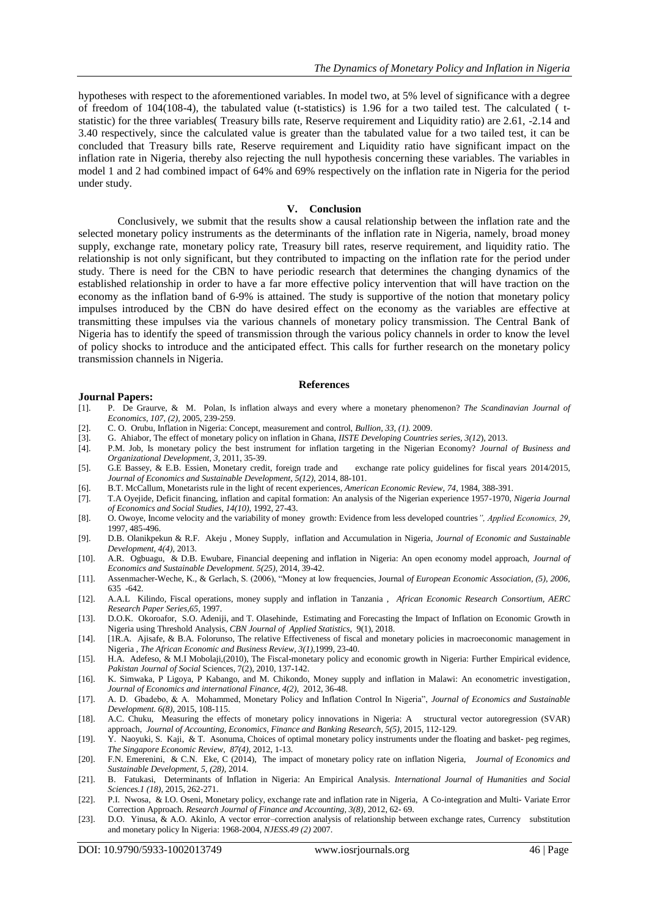hypotheses with respect to the aforementioned variables. In model two, at 5% level of significance with a degree of freedom of 104(108-4), the tabulated value (t-statistics) is 1.96 for a two tailed test. The calculated ( t-statistic) for the three variables( Treasury bills rate, Reserve requirement and Liquidity ratio) are 2.61, -2.14 and 3.40 respectively, since the calculated value is greater than the tabulated value for a two tailed test, it can be concluded that Treasury bills rate, Reserve requirement and Liquidity ratio have significant impact on the inflation rate in Nigeria, thereby also rejecting the null hypothesis concerning these variables. The variables in model 1 and 2 had combined impact of 64% and 69% respectively on the inflation rate in Nigeria for the period under study.

## V. Conclusion

Conclusively, we submit that the results show a causal relationship between the inflation rate and the selected monetary policy instruments as the determinants of the inflation rate in Nigeria, namely, broad money supply, exchange rate, monetary policy rate, Treasury bill rates, reserve requirement, and liquidity ratio. The relationship is not only significant, but they contributed to impacting on the inflation rate for the period under study. There is need for the CBN to have periodic research that determines the changing dynamics of the established relationship in order to have a far more effective policy intervention that will have traction on the economy as the inflation band of 6-9% is attained. The study is supportive of the notion that monetary policy impulses introduced by the CBN do have desired effect on the economy as the variables are effective at transmitting these impulses via the various channels of monetary policy transmission. The Central Bank of Nigeria has to identify the speed of transmission through the various policy channels in order to know the level of policy shocks to introduce and the anticipated effect. This calls for further research on the monetary policy transmission channels in Nigeria.

## References

**Journal Papers:**

[1]. P. De Graurve, & M. Polan, Is inflation always and every where a monetary phenomenon? *The Scandinavian Journal of Economics, 107, (2)*, 2005, 239-259.

[2]. C. O. Orubu, Inflation in Nigeria: Concept, measurement and control, *Bullion, 33, (1).* 2009.

[3]. G. Ahiabor, The effect of monetary policy on inflation in Ghana, *IISTE Developing Countries series, 3(12*), 2013.

[4]. P.M. Job, Is monetary policy the best instrument for inflation targeting in the Nigerian Economy? *Journal of Business and Organizational Development, 3*, 2011, 35-39.

[5]. G.E Bassey, & E.B. Essien, Monetary credit, foreign trade and exchange rate policy guidelines for fiscal years 2014/2015, *Journal of Economics and Sustainable Development, 5(12)*, 2014, 88-101.

[6]. B.T. McCallum, Monetarists rule in the light of recent experiences, *American Economic Review, 74*, 1984, 388-391.

[7]. T.A Oyejide, Deficit financing, inflation and capital formation: An analysis of the Nigerian experience 1957-1970, *Nigeria Journal of Economics and Social Studies, 14(10),* 1992, 27-43.

[8]. O. Owoye, Income velocity and the variability of money growth: Evidence from less developed countries*", Applied Economics, 29*, 1997, 485-496.

[9]. D.B. Olanikpekun & R.F. Akeju , Money Supply, inflation and Accumulation in Nigeria, *Journal of Economic and Sustainable Development, 4(4),* 2013.

[10]. A.R. Ogbuagu, & D.B. Ewubare, Financial deepening and inflation in Nigeria: An open economy model approach, *Journal of Economics and Sustainable Development. 5(25)*, 2014, 39-42.

[11]. Assenmacher-Weche, K., & Gerlach, S. (2006), "Money at low frequencies, Journal *of European Economic Association, (5), 2006*, 635 -642.

[12]. A.A.L Kilindo, Fiscal operations, money supply and inflation in Tanzania , *African Economic Research Consortium, AERC Research Paper Series,65*, 1997.

[13]. D.O.K. Okoroafor, S.O. Adeniji, and T. Olasehinde, Estimating and Forecasting the Impact of Inflation on Economic Growth in Nigeria using Threshold Analysis, *CBN Journal of Applied Statistics*, 9(1), 2018.

[14]. [1R.A. Ajisafe, & B.A. Folorunso, The relative Effectiveness of fiscal and monetary policies in macroeconomic management in Nigeria , *The African Economic and Business Review, 3(1)*,1999, 23-40.

[15]. H.A. Adefeso, & M.I Mobolaji,(2010), The Fiscal-monetary policy and economic growth in Nigeria: Further Empirical evidence, *Pakistan Journal of Social* Sciences, 7(2), 2010, 137-142.

[16]. K. Simwaka, P Ligoya, P Kabango, and M. Chikondo, Money supply and inflation in Malawi: An econometric investigation, *Journal of Economics and international Finance, 4(2),* 2012, 36-48.

[17]. A. D. Gbadebo, & A. Mohammed, Monetary Policy and Inflation Control In Nigeria", *Journal of Economics and Sustainable Development. 6(8)*, 2015, 108-115.

[18]. A.C. Chuku, Measuring the effects of monetary policy innovations in Nigeria: A structural vector autoregression (SVAR) approach, *Journal of Accounting, Economics, Finance and Banking Research, 5(5)*, 2015, 112-129.

[19]. Y. Naoyuki, S. Kaji, & T. Asonuma, Choices of optimal monetary policy instruments under the floating and basket- peg regimes, *The Singapore Economic Review, 87(4)*, 2012, 1-13.

[20]. F.N. Emerenini, & C.N. Eke, C (2014), The impact of monetary policy rate on inflation Nigeria, *Journal of Economics and Sustainable Development, 5, (28)*, 2014.

[21]. B. Fatukasi, Determinants of Inflation in Nigeria: An Empirical Analysis. *International Journal of Humanities and Social Sciences.1 (18)*, 2015, 262-271.

[22]. P.I. Nwosa, & I.O. Oseni, Monetary policy, exchange rate and inflation rate in Nigeria, A Co-integration and Multi- Variate Error Correction Approach. *Research Journal of Finance and Accounting, 3(8)*, 2012, 62- 69.

[23]. D.O. Yinusa, & A.O. Akinlo, A vector error–correction analysis of relationship between exchange rates, Currency substitution and monetary policy In Nigeria: 1968-2004, *NJESS.49 (2)* 2007.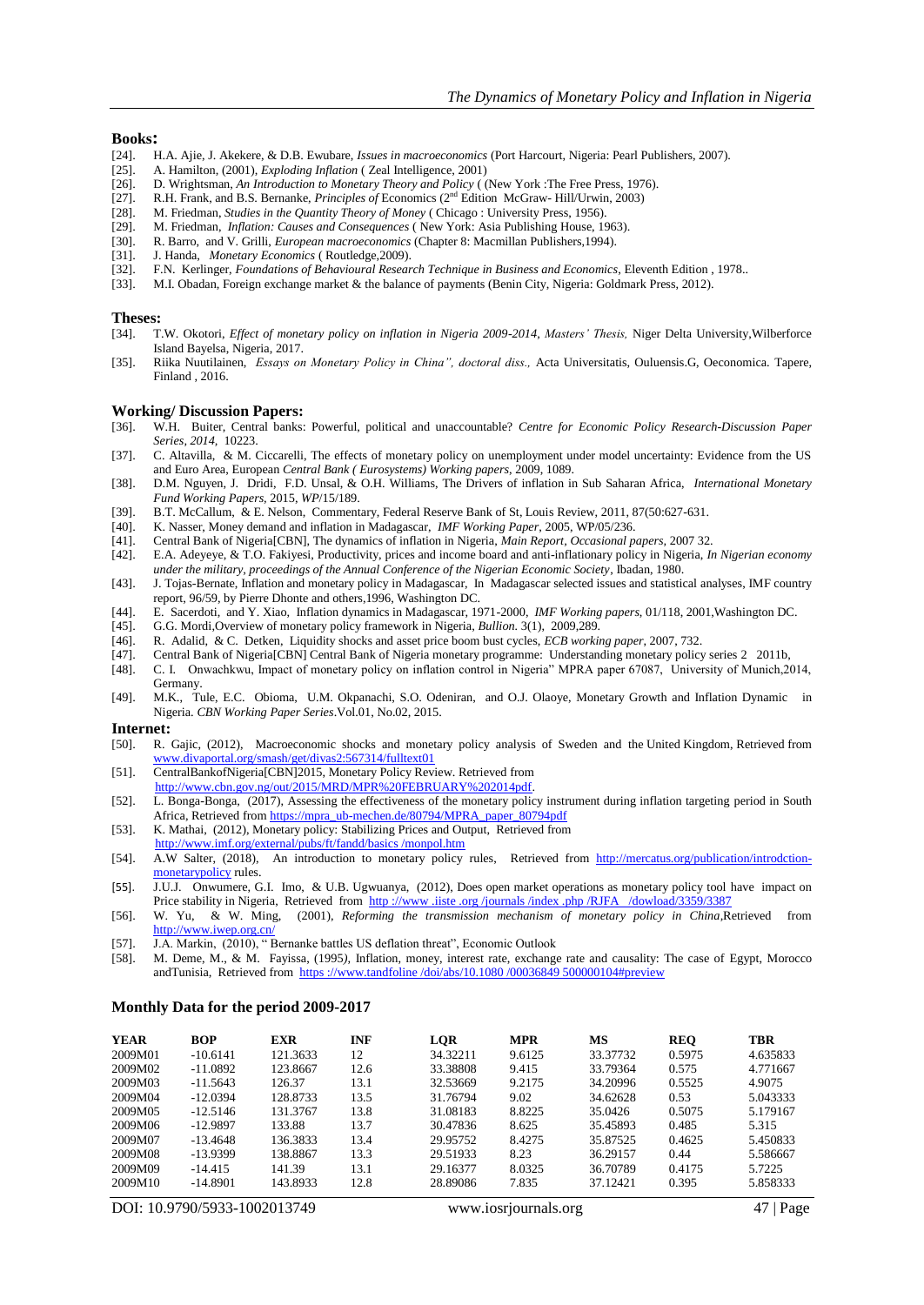**Books:**

[24]. H.A. Ajie, J. Akekere, & D.B. Ewubare, *Issues in macroeconomics* (Port Harcourt, Nigeria: Pearl Publishers, 2007).
[25]. A. Hamilton, (2001), *Exploding Inflation* ( Zeal Intelligence, 2001)
[26]. D. Wrightsman, *An Introduction to Monetary Theory and Policy* ( (New York :The Free Press, 1976).
[27]. R.H. Frank, and B.S. Bernanke, *Principles of* Economics (2nd Edition McGraw- Hill/Urwin, 2003)
[28]. M. Friedman, *Studies in the Quantity Theory of Money* ( Chicago : University Press, 1956).
[29]. M. Friedman, *Inflation: Causes and Consequences* ( New York: Asia Publishing House, 1963).
[30]. R. Barro, and V. Grilli, *European macroeconomics* (Chapter 8: Macmillan Publishers,1994).
[31]. J. Handa, *Monetary Economics* ( Routledge,2009).
[32]. F.N. Kerlinger, *Foundations of Behavioural Research Technique in Business and Economics*, Eleventh Edition , 1978..
[33]. M.I. Obadan, Foreign exchange market & the balance of payments (Benin City, Nigeria: Goldmark Press, 2012).

**Theses:**

[34]. T.W. Okotori, *Effect of monetary policy on inflation in Nigeria 2009-2014, Masters' Thesis,* Niger Delta University,Wilberforce Island Bayelsa, Nigeria, 2017.
[35]. Riika Nuutilainen, *Essays on Monetary Policy in China", doctoral diss.,* Acta Universitatis, Ouluensis.G, Oeconomica. Tapere, Finland , 2016.

**Working/ Discussion Papers:**

[36]. W.H. Buiter, Central banks: Powerful, political and unaccountable? *Centre for Economic Policy Research-Discussion Paper Series, 2014,* 10223.
[37]. C. Altavilla, & M. Ciccarelli, The effects of monetary policy on unemployment under model uncertainty: Evidence from the US and Euro Area, European *Central Bank ( Eurosystems) Working papers*, 2009, 1089.
[38]. D.M. Nguyen, J. Dridi, F.D. Unsal, & O.H. Williams, The Drivers of inflation in Sub Saharan Africa, *International Monetary Fund Working Papers,* 2015, *WP*/15/189.
[39]. B.T. McCallum, & E. Nelson, Commentary, Federal Reserve Bank of St, Louis Review, 2011, 87(50:627-631.
[40]. K. Nasser, Money demand and inflation in Madagascar, *IMF Working Paper*, 2005, WP/05/236.
[41]. Central Bank of Nigeria[CBN], The dynamics of inflation in Nigeria, *Main Report, Occasional papers,* 2007 32.
[42]. E.A. Adeyeye, & T.O. Fakiyesi, Productivity, prices and income board and anti-inflationary policy in Nigeria, *In Nigerian economy under the military, proceedings of the Annual Conference of the Nigerian Economic Society*, Ibadan, 1980.
[43]. J. Tojas-Bernate, Inflation and monetary policy in Madagascar, In Madagascar selected issues and statistical analyses, IMF country report, 96/59, by Pierre Dhonte and others,1996, Washington DC.
[44]. E. Sacerdoti, and Y. Xiao, Inflation dynamics in Madagascar, 1971-2000, *IMF Working papers,* 01/118, 2001,Washington DC.
[45]. G.G. Mordi,Overview of monetary policy framework in Nigeria, *Bullion.* 3(1), 2009,289.
[46]. R. Adalid, & C. Detken, Liquidity shocks and asset price boom bust cycles, *ECB working paper*, 2007, 732.
[47]. Central Bank of Nigeria[CBN] Central Bank of Nigeria monetary programme: Understanding monetary policy series 2 2011b,
[48]. C. I. Onwachkwu, Impact of monetary policy on inflation control in Nigeria" MPRA paper 67087, University of Munich,2014, Germany.
[49]. M.K., Tule, E.C. Obioma, U.M. Okpanachi, S.O. Odeniran, and O.J. Olaoye, Monetary Growth and Inflation Dynamic in Nigeria. *CBN Working Paper Series*.Vol.01, No.02, 2015.

**Internet:**

[50]. R. Gajic, (2012), Macroeconomic shocks and monetary policy analysis of Sweden and the United Kingdom, Retrieved from www.divaportal.org/smash/get/divas2:567314/fulltext01
[51]. CentralBankofNigeria[CBN]2015, Monetary Policy Review. Retrieved from http://www.cbn.gov.ng/out/2015/MRD/MPR%20FEBRUARY%202014pdf.
[52]. L. Bonga-Bonga, (2017), Assessing the effectiveness of the monetary policy instrument during inflation targeting period in South Africa, Retrieved from https://mpra_ub-mechen.de/80794/MPRA_paper_80794pdf
[53]. K. Mathai, (2012), Monetary policy: Stabilizing Prices and Output, Retrieved from http://www.imf.org/external/pubs/ft/fandd/basics /monpol.htm
[54]. A.W Salter, (2018), An introduction to monetary policy rules, Retrieved from http://mercatus.org/publication/introdction-monetarypolicy rules.
[55]. J.U.J. Onwumere, G.I. Imo, & U.B. Ugwuanya, (2012), Does open market operations as monetary policy tool have impact on Price stability in Nigeria, Retrieved from http ://www .iiste .org /journals /index .php /RJFA /dowload/3359/3387
[56]. W. Yu, & W. Ming, (2001), *Reforming the transmission mechanism of monetary policy in China*,Retrieved from http://www.iwep.org.cn/
[57]. J.A. Markin, (2010), " Bernanke battles US deflation threat", Economic Outlook
[58]. M. Deme, M., & M. Fayissa, (1995), Inflation, money, interest rate, exchange rate and causality: The case of Egypt, Morocco andTunisia, Retrieved from https ://www.tandfoline /doi/abs/10.1080 /00036849 500000104#preview

**Monthly Data for the period 2009-2017**

| YEAR | BOP | EXR | INF | LQR | MPR | MS | REQ | TBR |
|---|---|---|---|---|---|---|---|---|
| 2009M01 | -10.6141 | 121.3633 | 12 | 34.32211 | 9.6125 | 33.37732 | 0.5975 | 4.635833 |
| 2009M02 | -11.0892 | 123.8667 | 12.6 | 33.38808 | 9.415 | 33.79364 | 0.575 | 4.771667 |
| 2009M03 | -11.5643 | 126.37 | 13.1 | 32.53669 | 9.2175 | 34.20996 | 0.5525 | 4.9075 |
| 2009M04 | -12.0394 | 128.8733 | 13.5 | 31.76794 | 9.02 | 34.62628 | 0.53 | 5.043333 |
| 2009M05 | -12.5146 | 131.3767 | 13.8 | 31.08183 | 8.8225 | 35.0426 | 0.5075 | 5.179167 |
| 2009M06 | -12.9897 | 133.88 | 13.7 | 30.47836 | 8.625 | 35.45893 | 0.485 | 5.315 |
| 2009M07 | -13.4648 | 136.3833 | 13.4 | 29.95752 | 8.4275 | 35.87525 | 0.4625 | 5.450833 |
| 2009M08 | -13.9399 | 138.8867 | 13.3 | 29.51933 | 8.23 | 36.29157 | 0.44 | 5.586667 |
| 2009M09 | -14.415 | 141.39 | 13.1 | 29.16377 | 8.0325 | 36.70789 | 0.4175 | 5.7225 |
| 2009M10 | -14.8901 | 143.8933 | 12.8 | 28.89086 | 7.835 | 37.12421 | 0.395 | 5.858333 |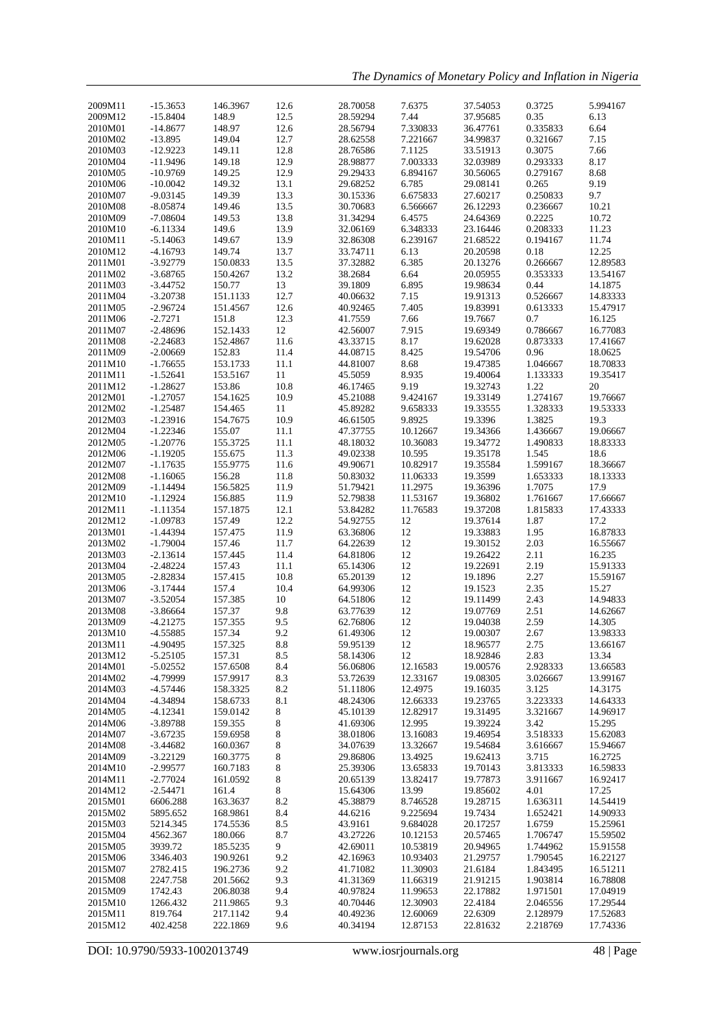| | | | | | | | | |
|---|---|---|---|---|---|---|---|---|
| 2009M11 | -15.3653 | 146.3967 | 12.6 | 28.70058 | 7.6375 | 37.54053 | 0.3725 | 5.994167 |
| 2009M12 | -15.8404 | 148.9 | 12.5 | 28.59294 | 7.44 | 37.95685 | 0.35 | 6.13 |
| 2010M01 | -14.8677 | 148.97 | 12.6 | 28.56794 | 7.330833 | 36.47761 | 0.335833 | 6.64 |
| 2010M02 | -13.895 | 149.04 | 12.7 | 28.62558 | 7.221667 | 34.99837 | 0.321667 | 7.15 |
| 2010M03 | -12.9223 | 149.11 | 12.8 | 28.76586 | 7.1125 | 33.51913 | 0.3075 | 7.66 |
| 2010M04 | -11.9496 | 149.18 | 12.9 | 28.98877 | 7.003333 | 32.03989 | 0.293333 | 8.17 |
| 2010M05 | -10.9769 | 149.25 | 12.9 | 29.29433 | 6.894167 | 30.56065 | 0.279167 | 8.68 |
| 2010M06 | -10.0042 | 149.32 | 13.1 | 29.68252 | 6.785 | 29.08141 | 0.265 | 9.19 |
| 2010M07 | -9.03145 | 149.39 | 13.3 | 30.15336 | 6.675833 | 27.60217 | 0.250833 | 9.7 |
| 2010M08 | -8.05874 | 149.46 | 13.5 | 30.70683 | 6.566667 | 26.12293 | 0.236667 | 10.21 |
| 2010M09 | -7.08604 | 149.53 | 13.8 | 31.34294 | 6.4575 | 24.64369 | 0.2225 | 10.72 |
| 2010M10 | -6.11334 | 149.6 | 13.9 | 32.06169 | 6.348333 | 23.16446 | 0.208333 | 11.23 |
| 2010M11 | -5.14063 | 149.67 | 13.9 | 32.86308 | 6.239167 | 21.68522 | 0.194167 | 11.74 |
| 2010M12 | -4.16793 | 149.74 | 13.7 | 33.74711 | 6.13 | 20.20598 | 0.18 | 12.25 |
| 2011M01 | -3.92779 | 150.0833 | 13.5 | 37.32882 | 6.385 | 20.13276 | 0.266667 | 12.89583 |
| 2011M02 | -3.68765 | 150.4267 | 13.2 | 38.2684 | 6.64 | 20.05955 | 0.353333 | 13.54167 |
| 2011M03 | -3.44752 | 150.77 | 13 | 39.1809 | 6.895 | 19.98634 | 0.44 | 14.1875 |
| 2011M04 | -3.20738 | 151.1133 | 12.7 | 40.06632 | 7.15 | 19.91313 | 0.526667 | 14.83333 |
| 2011M05 | -2.96724 | 151.4567 | 12.6 | 40.92465 | 7.405 | 19.83991 | 0.613333 | 15.47917 |
| 2011M06 | -2.7271 | 151.8 | 12.3 | 41.7559 | 7.66 | 19.7667 | 0.7 | 16.125 |
| 2011M07 | -2.48696 | 152.1433 | 12 | 42.56007 | 7.915 | 19.69349 | 0.786667 | 16.77083 |
| 2011M08 | -2.24683 | 152.4867 | 11.6 | 43.33715 | 8.17 | 19.62028 | 0.873333 | 17.41667 |
| 2011M09 | -2.00669 | 152.83 | 11.4 | 44.08715 | 8.425 | 19.54706 | 0.96 | 18.0625 |
| 2011M10 | -1.76655 | 153.1733 | 11.1 | 44.81007 | 8.68 | 19.47385 | 1.046667 | 18.70833 |
| 2011M11 | -1.52641 | 153.5167 | 11 | 45.5059 | 8.935 | 19.40064 | 1.133333 | 19.35417 |
| 2011M12 | -1.28627 | 153.86 | 10.8 | 46.17465 | 9.19 | 19.32743 | 1.22 | 20 |
| 2012M01 | -1.27057 | 154.1625 | 10.9 | 45.21088 | 9.424167 | 19.33149 | 1.274167 | 19.76667 |
| 2012M02 | -1.25487 | 154.465 | 11 | 45.89282 | 9.658333 | 19.33555 | 1.328333 | 19.53333 |
| 2012M03 | -1.23916 | 154.7675 | 10.9 | 46.61505 | 9.8925 | 19.3396 | 1.3825 | 19.3 |
| 2012M04 | -1.22346 | 155.07 | 11.1 | 47.37755 | 10.12667 | 19.34366 | 1.436667 | 19.06667 |
| 2012M05 | -1.20776 | 155.3725 | 11.1 | 48.18032 | 10.36083 | 19.34772 | 1.490833 | 18.83333 |
| 2012M06 | -1.19205 | 155.675 | 11.3 | 49.02338 | 10.595 | 19.35178 | 1.545 | 18.6 |
| 2012M07 | -1.17635 | 155.9775 | 11.6 | 49.90671 | 10.82917 | 19.35584 | 1.599167 | 18.36667 |
| 2012M08 | -1.16065 | 156.28 | 11.8 | 50.83032 | 11.06333 | 19.3599 | 1.653333 | 18.13333 |
| 2012M09 | -1.14494 | 156.5825 | 11.9 | 51.79421 | 11.2975 | 19.36396 | 1.7075 | 17.9 |
| 2012M10 | -1.12924 | 156.885 | 11.9 | 52.79838 | 11.53167 | 19.36802 | 1.761667 | 17.66667 |
| 2012M11 | -1.11354 | 157.1875 | 12.1 | 53.84282 | 11.76583 | 19.37208 | 1.815833 | 17.43333 |
| 2012M12 | -1.09783 | 157.49 | 12.2 | 54.92755 | 12 | 19.37614 | 1.87 | 17.2 |
| 2013M01 | -1.44394 | 157.475 | 11.9 | 63.36806 | 12 | 19.33883 | 1.95 | 16.87833 |
| 2013M02 | -1.79004 | 157.46 | 11.7 | 64.22639 | 12 | 19.30152 | 2.03 | 16.55667 |
| 2013M03 | -2.13614 | 157.445 | 11.4 | 64.81806 | 12 | 19.26422 | 2.11 | 16.235 |
| 2013M04 | -2.48224 | 157.43 | 11.1 | 65.14306 | 12 | 19.22691 | 2.19 | 15.91333 |
| 2013M05 | -2.82834 | 157.415 | 10.8 | 65.20139 | 12 | 19.1896 | 2.27 | 15.59167 |
| 2013M06 | -3.17444 | 157.4 | 10.4 | 64.99306 | 12 | 19.1523 | 2.35 | 15.27 |
| 2013M07 | -3.52054 | 157.385 | 10 | 64.51806 | 12 | 19.11499 | 2.43 | 14.94833 |
| 2013M08 | -3.86664 | 157.37 | 9.8 | 63.77639 | 12 | 19.07769 | 2.51 | 14.62667 |
| 2013M09 | -4.21275 | 157.355 | 9.5 | 62.76806 | 12 | 19.04038 | 2.59 | 14.305 |
| 2013M10 | -4.55885 | 157.34 | 9.2 | 61.49306 | 12 | 19.00307 | 2.67 | 13.98333 |
| 2013M11 | -4.90495 | 157.325 | 8.8 | 59.95139 | 12 | 18.96577 | 2.75 | 13.66167 |
| 2013M12 | -5.25105 | 157.31 | 8.5 | 58.14306 | 12 | 18.92846 | 2.83 | 13.34 |
| 2014M01 | -5.02552 | 157.6508 | 8.4 | 56.06806 | 12.16583 | 19.00576 | 2.928333 | 13.66583 |
| 2014M02 | -4.79999 | 157.9917 | 8.3 | 53.72639 | 12.33167 | 19.08305 | 3.026667 | 13.99167 |
| 2014M03 | -4.57446 | 158.3325 | 8.2 | 51.11806 | 12.4975 | 19.16035 | 3.125 | 14.3175 |
| 2014M04 | -4.34894 | 158.6733 | 8.1 | 48.24306 | 12.66333 | 19.23765 | 3.223333 | 14.64333 |
| 2014M05 | -4.12341 | 159.0142 | 8 | 45.10139 | 12.82917 | 19.31495 | 3.321667 | 14.96917 |
| 2014M06 | -3.89788 | 159.355 | 8 | 41.69306 | 12.995 | 19.39224 | 3.42 | 15.295 |
| 2014M07 | -3.67235 | 159.6958 | 8 | 38.01806 | 13.16083 | 19.46954 | 3.518333 | 15.62083 |
| 2014M08 | -3.44682 | 160.0367 | 8 | 34.07639 | 13.32667 | 19.54684 | 3.616667 | 15.94667 |
| 2014M09 | -3.22129 | 160.3775 | 8 | 29.86806 | 13.4925 | 19.62413 | 3.715 | 16.2725 |
| 2014M10 | -2.99577 | 160.7183 | 8 | 25.39306 | 13.65833 | 19.70143 | 3.813333 | 16.59833 |
| 2014M11 | -2.77024 | 161.0592 | 8 | 20.65139 | 13.82417 | 19.77873 | 3.911667 | 16.92417 |
| 2014M12 | -2.54471 | 161.4 | 8 | 15.64306 | 13.99 | 19.85602 | 4.01 | 17.25 |
| 2015M01 | 6606.288 | 163.3637 | 8.2 | 45.38879 | 8.746528 | 19.28715 | 1.636311 | 14.54419 |
| 2015M02 | 5895.652 | 168.9861 | 8.4 | 44.6216 | 9.225694 | 19.7434 | 1.652421 | 14.90933 |
| 2015M03 | 5214.345 | 174.5536 | 8.5 | 43.9161 | 9.684028 | 20.17257 | 1.6759 | 15.25961 |
| 2015M04 | 4562.367 | 180.066 | 8.7 | 43.27226 | 10.12153 | 20.57465 | 1.706747 | 15.59502 |
| 2015M05 | 3939.72 | 185.5235 | 9 | 42.69011 | 10.53819 | 20.94965 | 1.744962 | 15.91558 |
| 2015M06 | 3346.403 | 190.9261 | 9.2 | 42.16963 | 10.93403 | 21.29757 | 1.790545 | 16.22127 |
| 2015M07 | 2782.415 | 196.2736 | 9.2 | 41.71082 | 11.30903 | 21.6184 | 1.843495 | 16.51211 |
| 2015M08 | 2247.758 | 201.5662 | 9.3 | 41.31369 | 11.66319 | 21.91215 | 1.903814 | 16.78808 |
| 2015M09 | 1742.43 | 206.8038 | 9.4 | 40.97824 | 11.99653 | 22.17882 | 1.971501 | 17.04919 |
| 2015M10 | 1266.432 | 211.9865 | 9.3 | 40.70446 | 12.30903 | 22.4184 | 2.046556 | 17.29544 |
| 2015M11 | 819.764 | 217.1142 | 9.4 | 40.49236 | 12.60069 | 22.6309 | 2.128979 | 17.52683 |
| 2015M12 | 402.4258 | 222.1869 | 9.6 | 40.34194 | 12.87153 | 22.81632 | 2.218769 | 17.74336 |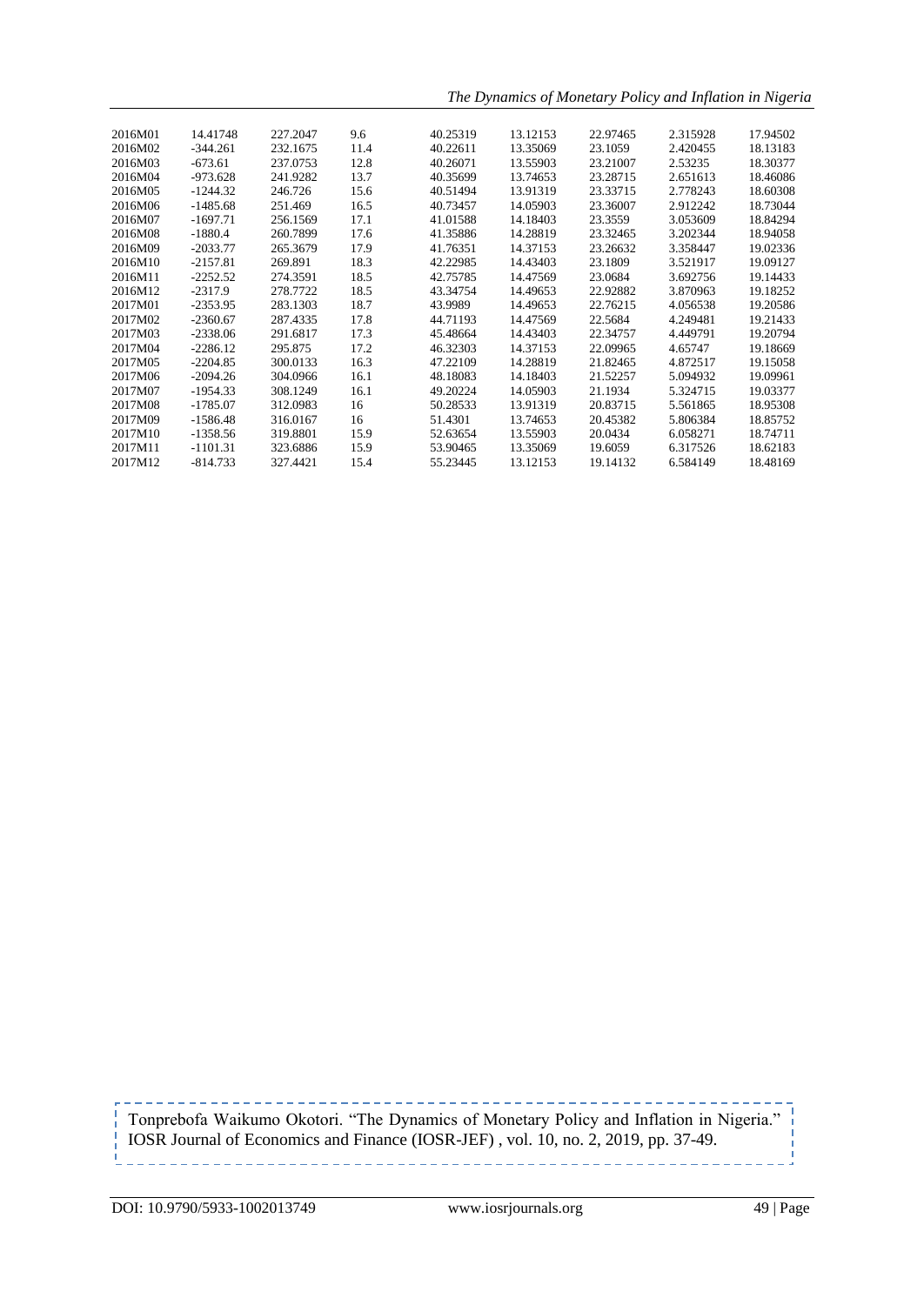| | | | | | | | | |
|---|---|---|---|---|---|---|---|---|
| 2016M01 | 14.41748 | 227.2047 | 9.6 | 40.25319 | 13.12153 | 22.97465 | 2.315928 | 17.94502 |
| 2016M02 | -344.261 | 232.1675 | 11.4 | 40.22611 | 13.35069 | 23.1059 | 2.420455 | 18.13183 |
| 2016M03 | -673.61 | 237.0753 | 12.8 | 40.26071 | 13.55903 | 23.21007 | 2.53235 | 18.30377 |
| 2016M04 | -973.628 | 241.9282 | 13.7 | 40.35699 | 13.74653 | 23.28715 | 2.651613 | 18.46086 |
| 2016M05 | -1244.32 | 246.726 | 15.6 | 40.51494 | 13.91319 | 23.33715 | 2.778243 | 18.60308 |
| 2016M06 | -1485.68 | 251.469 | 16.5 | 40.73457 | 14.05903 | 23.36007 | 2.912242 | 18.73044 |
| 2016M07 | -1697.71 | 256.1569 | 17.1 | 41.01588 | 14.18403 | 23.3559 | 3.053609 | 18.84294 |
| 2016M08 | -1880.4 | 260.7899 | 17.6 | 41.35886 | 14.28819 | 23.32465 | 3.202344 | 18.94058 |
| 2016M09 | -2033.77 | 265.3679 | 17.9 | 41.76351 | 14.37153 | 23.26632 | 3.358447 | 19.02336 |
| 2016M10 | -2157.81 | 269.891 | 18.3 | 42.22985 | 14.43403 | 23.1809 | 3.521917 | 19.09127 |
| 2016M11 | -2252.52 | 274.3591 | 18.5 | 42.75785 | 14.47569 | 23.0684 | 3.692756 | 19.14433 |
| 2016M12 | -2317.9 | 278.7722 | 18.5 | 43.34754 | 14.49653 | 22.92882 | 3.870963 | 19.18252 |
| 2017M01 | -2353.95 | 283.1303 | 18.7 | 43.9989 | 14.49653 | 22.76215 | 4.056538 | 19.20586 |
| 2017M02 | -2360.67 | 287.4335 | 17.8 | 44.71193 | 14.47569 | 22.5684 | 4.249481 | 19.21433 |
| 2017M03 | -2338.06 | 291.6817 | 17.3 | 45.48664 | 14.43403 | 22.34757 | 4.449791 | 19.20794 |
| 2017M04 | -2286.12 | 295.875 | 17.2 | 46.32303 | 14.37153 | 22.09965 | 4.65747 | 19.18669 |
| 2017M05 | -2204.85 | 300.0133 | 16.3 | 47.22109 | 14.28819 | 21.82465 | 4.872517 | 19.15058 |
| 2017M06 | -2094.26 | 304.0966 | 16.1 | 48.18083 | 14.18403 | 21.52257 | 5.094932 | 19.09961 |
| 2017M07 | -1954.33 | 308.1249 | 16.1 | 49.20224 | 14.05903 | 21.1934 | 5.324715 | 19.03377 |
| 2017M08 | -1785.07 | 312.0983 | 16 | 50.28533 | 13.91319 | 20.83715 | 5.561865 | 18.95308 |
| 2017M09 | -1586.48 | 316.0167 | 16 | 51.4301 | 13.74653 | 20.45382 | 5.806384 | 18.85752 |
| 2017M10 | -1358.56 | 319.8801 | 15.9 | 52.63654 | 13.55903 | 20.0434 | 6.058271 | 18.74711 |
| 2017M11 | -1101.31 | 323.6886 | 15.9 | 53.90465 | 13.35069 | 19.6059 | 6.317526 | 18.62183 |
| 2017M12 | -814.733 | 327.4421 | 15.4 | 55.23445 | 13.12153 | 19.14132 | 6.584149 | 18.48169 |

Tonprebofa Waikumo Okotori. "The Dynamics of Monetary Policy and Inflation in Nigeria." IOSR Journal of Economics and Finance (IOSR-JEF) , vol. 10, no. 2, 2019, pp. 37-49.